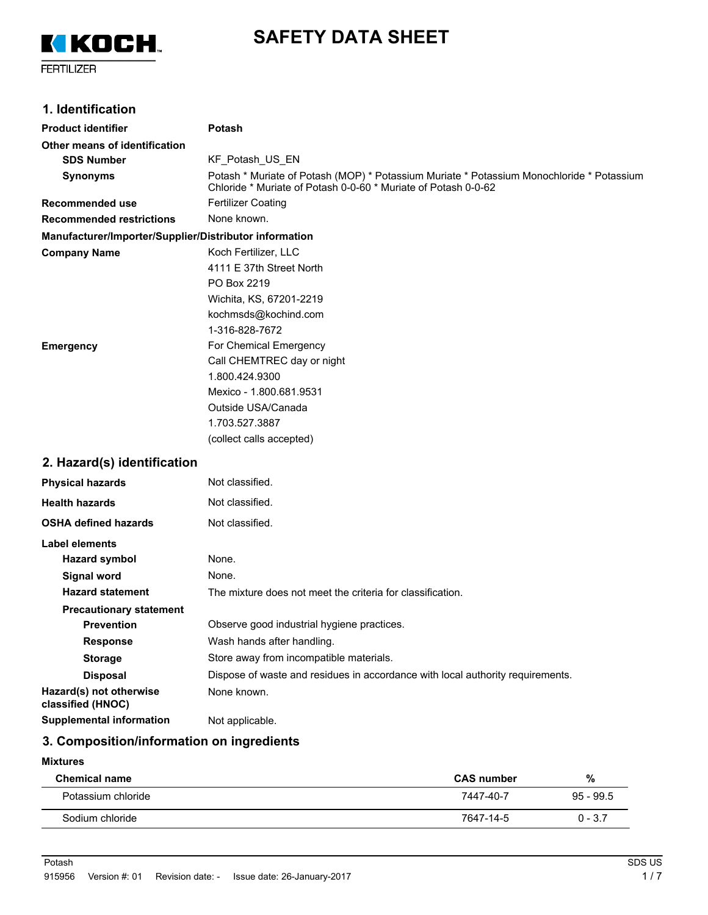KOCH FERTILIZER

# SAFETY DATA SHEET

## 1. Identification

**Product identifier** Potash

**Other means of identification**

**SDS Number** KF_Potash_US_EN

**Synonyms** Potash * Muriate of Potash (MOP) * Potassium Muriate * Potassium Monochloride * Potassium Chloride * Muriate of Potash 0-0-60 * Muriate of Potash 0-0-62

**Recommended use** Fertilizer Coating

**Recommended restrictions** None known.

**Manufacturer/Importer/Supplier/Distributor information**

**Company Name**
Koch Fertilizer, LLC
4111 E 37th Street North
PO Box 2219
Wichita, KS, 67201-2219
kochmsds@kochind.com
1-316-828-7672

**Emergency**
For Chemical Emergency
Call CHEMTREC day or night
1.800.424.9300
Mexico - 1.800.681.9531
Outside USA/Canada
1.703.527.3887
(collect calls accepted)

## 2. Hazard(s) identification

**Physical hazards** Not classified.

**Health hazards** Not classified.

**OSHA defined hazards** Not classified.

**Label elements**

**Hazard symbol** None.

**Signal word** None.

**Hazard statement** The mixture does not meet the criteria for classification.

**Precautionary statement**

**Prevention** Observe good industrial hygiene practices.

**Response** Wash hands after handling.

**Storage** Store away from incompatible materials.

**Disposal** Dispose of waste and residues in accordance with local authority requirements.

**Hazard(s) not otherwise classified (HNOC)** None known.

**Supplemental information** Not applicable.

## 3. Composition/information on ingredients

**Mixtures**

| Chemical name | CAS number | % |
|---|---|---|
| Potassium chloride | 7447-40-7 | 95 - 99.5 |
| Sodium chloride | 7647-14-5 | 0 - 3.7 |

Potash 915956 Version #: 01 Revision date: - Issue date: 26-January-2017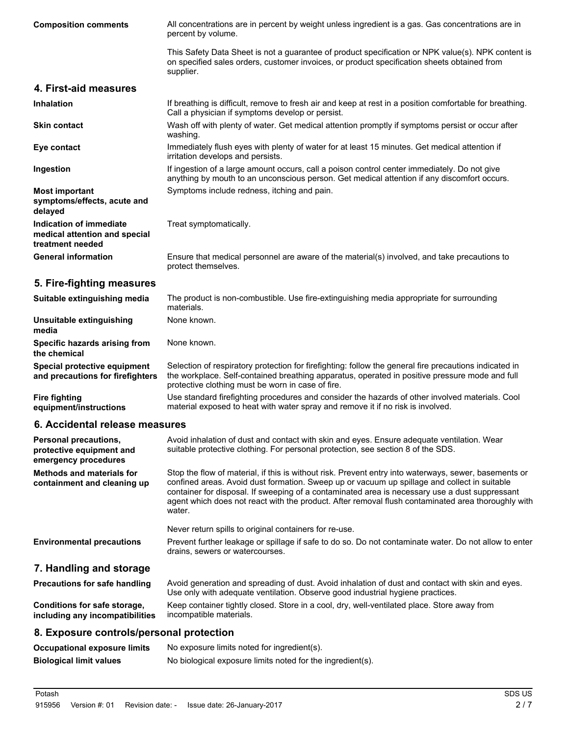**Composition comments**

All concentrations are in percent by weight unless ingredient is a gas. Gas concentrations are in percent by volume.

This Safety Data Sheet is not a guarantee of product specification or NPK value(s). NPK content is on specified sales orders, customer invoices, or product specification sheets obtained from supplier.

## 4. First-aid measures

**Inhalation**
If breathing is difficult, remove to fresh air and keep at rest in a position comfortable for breathing. Call a physician if symptoms develop or persist.

**Skin contact**
Wash off with plenty of water. Get medical attention promptly if symptoms persist or occur after washing.

**Eye contact**
Immediately flush eyes with plenty of water for at least 15 minutes. Get medical attention if irritation develops and persists.

**Ingestion**
If ingestion of a large amount occurs, call a poison control center immediately. Do not give anything by mouth to an unconscious person. Get medical attention if any discomfort occurs.

**Most important symptoms/effects, acute and delayed**
Symptoms include redness, itching and pain.

**Indication of immediate medical attention and special treatment needed**
Treat symptomatically.

**General information**
Ensure that medical personnel are aware of the material(s) involved, and take precautions to protect themselves.

## 5. Fire-fighting measures

**Suitable extinguishing media**
The product is non-combustible. Use fire-extinguishing media appropriate for surrounding materials.

**Unsuitable extinguishing media**
None known.

**Specific hazards arising from the chemical**
None known.

**Special protective equipment and precautions for firefighters**
Selection of respiratory protection for firefighting: follow the general fire precautions indicated in the workplace. Self-contained breathing apparatus, operated in positive pressure mode and full protective clothing must be worn in case of fire.

**Fire fighting equipment/instructions**
Use standard firefighting procedures and consider the hazards of other involved materials. Cool material exposed to heat with water spray and remove it if no risk is involved.

## 6. Accidental release measures

**Personal precautions, protective equipment and emergency procedures**
Avoid inhalation of dust and contact with skin and eyes. Ensure adequate ventilation. Wear suitable protective clothing. For personal protection, see section 8 of the SDS.

**Methods and materials for containment and cleaning up**
Stop the flow of material, if this is without risk. Prevent entry into waterways, sewer, basements or confined areas. Avoid dust formation. Sweep up or vacuum up spillage and collect in suitable container for disposal. If sweeping of a contaminated area is necessary use a dust suppressant agent which does not react with the product. After removal flush contaminated area thoroughly with water.

Never return spills to original containers for re-use.

**Environmental precautions**
Prevent further leakage or spillage if safe to do so. Do not contaminate water. Do not allow to enter drains, sewers or watercourses.

## 7. Handling and storage

**Precautions for safe handling**
Avoid generation and spreading of dust. Avoid inhalation of dust and contact with skin and eyes. Use only with adequate ventilation. Observe good industrial hygiene practices.

**Conditions for safe storage, including any incompatibilities**
Keep container tightly closed. Store in a cool, dry, well-ventilated place. Store away from incompatible materials.

## 8. Exposure controls/personal protection

**Occupational exposure limits**
No exposure limits noted for ingredient(s).

**Biological limit values**
No biological exposure limits noted for the ingredient(s).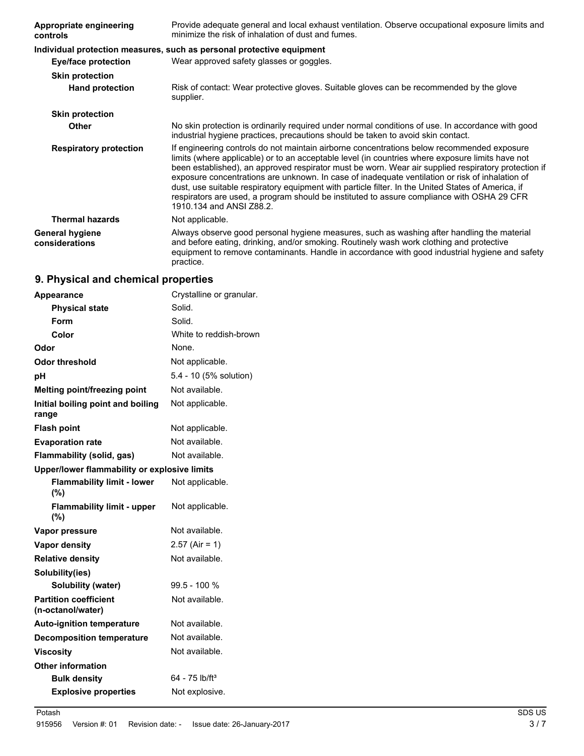| | |
|---|---|
| **Appropriate engineering controls** | Provide adequate general and local exhaust ventilation. Observe occupational exposure limits and minimize the risk of inhalation of dust and fumes. |

**Individual protection measures, such as personal protective equipment**

| | |
|---|---|
| **Eye/face protection** | Wear approved safety glasses or goggles. |
| **Skin protection** | |
| **Hand protection** | Risk of contact: Wear protective gloves. Suitable gloves can be recommended by the glove supplier. |
| **Skin protection** | |
| **Other** | No skin protection is ordinarily required under normal conditions of use. In accordance with good industrial hygiene practices, precautions should be taken to avoid skin contact. |
| **Respiratory protection** | If engineering controls do not maintain airborne concentrations below recommended exposure limits (where applicable) or to an acceptable level (in countries where exposure limits have not been established), an approved respirator must be worn. Wear air supplied respiratory protection if exposure concentrations are unknown. In case of inadequate ventilation or risk of inhalation of dust, use suitable respiratory equipment with particle filter. In the United States of America, if respirators are used, a program should be instituted to assure compliance with OSHA 29 CFR 1910.134 and ANSI Z88.2. |
| **Thermal hazards** | Not applicable. |
| **General hygiene considerations** | Always observe good personal hygiene measures, such as washing after handling the material and before eating, drinking, and/or smoking. Routinely wash work clothing and protective equipment to remove contaminants. Handle in accordance with good industrial hygiene and safety practice. |

## 9. Physical and chemical properties

| | |
|---|---|
| **Appearance** | Crystalline or granular. |
| **Physical state** | Solid. |
| **Form** | Solid. |
| **Color** | White to reddish-brown |
| **Odor** | None. |
| **Odor threshold** | Not applicable. |
| **pH** | 5.4 - 10 (5% solution) |
| **Melting point/freezing point** | Not available. |
| **Initial boiling point and boiling range** | Not applicable. |
| **Flash point** | Not applicable. |
| **Evaporation rate** | Not available. |
| **Flammability (solid, gas)** | Not available. |
| **Upper/lower flammability or explosive limits** | |
| **Flammability limit - lower (%)** | Not applicable. |
| **Flammability limit - upper (%)** | Not applicable. |
| **Vapor pressure** | Not available. |
| **Vapor density** | 2.57 (Air = 1) |
| **Relative density** | Not available. |
| **Solubility(ies)** | |
| **Solubility (water)** | 99.5 - 100 % |
| **Partition coefficient (n-octanol/water)** | Not available. |
| **Auto-ignition temperature** | Not available. |
| **Decomposition temperature** | Not available. |
| **Viscosity** | Not available. |
| **Other information** | |
| **Bulk density** | 64 - 75 $lb/ft^3$ |
| **Explosive properties** | Not explosive. |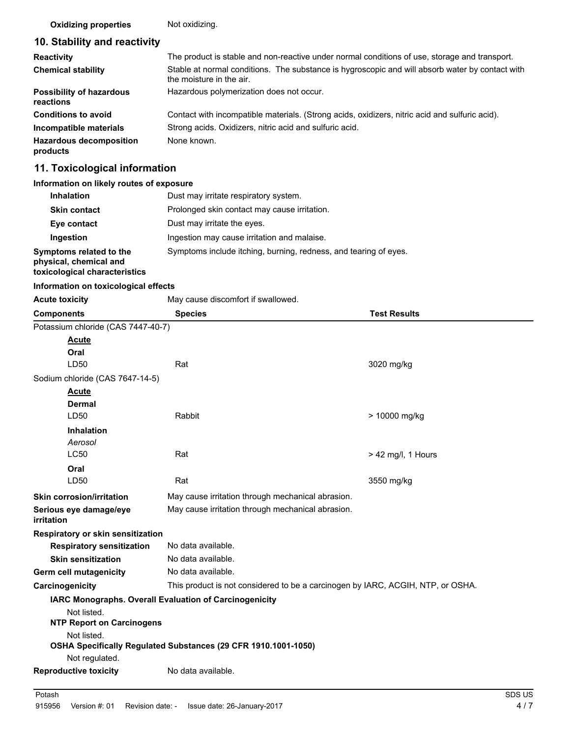| | |
|---|---|
| **Oxidizing properties** | Not oxidizing. |

## 10. Stability and reactivity

| | |
|---|---|
| **Reactivity** | The product is stable and non-reactive under normal conditions of use, storage and transport. |
| **Chemical stability** | Stable at normal conditions. The substance is hygroscopic and will absorb water by contact with the moisture in the air. |
| **Possibility of hazardous reactions** | Hazardous polymerization does not occur. |
| **Conditions to avoid** | Contact with incompatible materials. (Strong acids, oxidizers, nitric acid and sulfuric acid). |
| **Incompatible materials** | Strong acids. Oxidizers, nitric acid and sulfuric acid. |
| **Hazardous decomposition products** | None known. |

## 11. Toxicological information

**Information on likely routes of exposure**

| | |
|---|---|
| **Inhalation** | Dust may irritate respiratory system. |
| **Skin contact** | Prolonged skin contact may cause irritation. |
| **Eye contact** | Dust may irritate the eyes. |
| **Ingestion** | Ingestion may cause irritation and malaise. |
| **Symptoms related to the physical, chemical and toxicological characteristics** | Symptoms include itching, burning, redness, and tearing of eyes. |

**Information on toxicological effects**

**Acute toxicity** May cause discomfort if swallowed.

| Components | Species | Test Results |
|---|---|---|
| Potassium chloride (CAS 7447-40-7) | | |
| **Acute** | | |
| **Oral** | | |
| LD50 | Rat | 3020 mg/kg |
| Sodium chloride (CAS 7647-14-5) | | |
| **Acute** | | |
| **Dermal** | | |
| LD50 | Rabbit | > 10000 mg/kg |
| **Inhalation** | | |
| *Aerosol* | | |
| LC50 | Rat | > 42 mg/l, 1 Hours |
| **Oral** | | |
| LD50 | Rat | 3550 mg/kg |

| | |
|---|---|
| **Skin corrosion/irritation** | May cause irritation through mechanical abrasion. |
| **Serious eye damage/eye irritation** | May cause irritation through mechanical abrasion. |

**Respiratory or skin sensitization**

| | |
|---|---|
| **Respiratory sensitization** | No data available. |
| **Skin sensitization** | No data available. |
| **Germ cell mutagenicity** | No data available. |
| **Carcinogenicity** | This product is not considered to be a carcinogen by IARC, ACGIH, NTP, or OSHA. |

**IARC Monographs. Overall Evaluation of Carcinogenicity**

Not listed.

**NTP Report on Carcinogens**

Not listed.

**OSHA Specifically Regulated Substances (29 CFR 1910.1001-1050)**

Not regulated.

**Reproductive toxicity** No data available.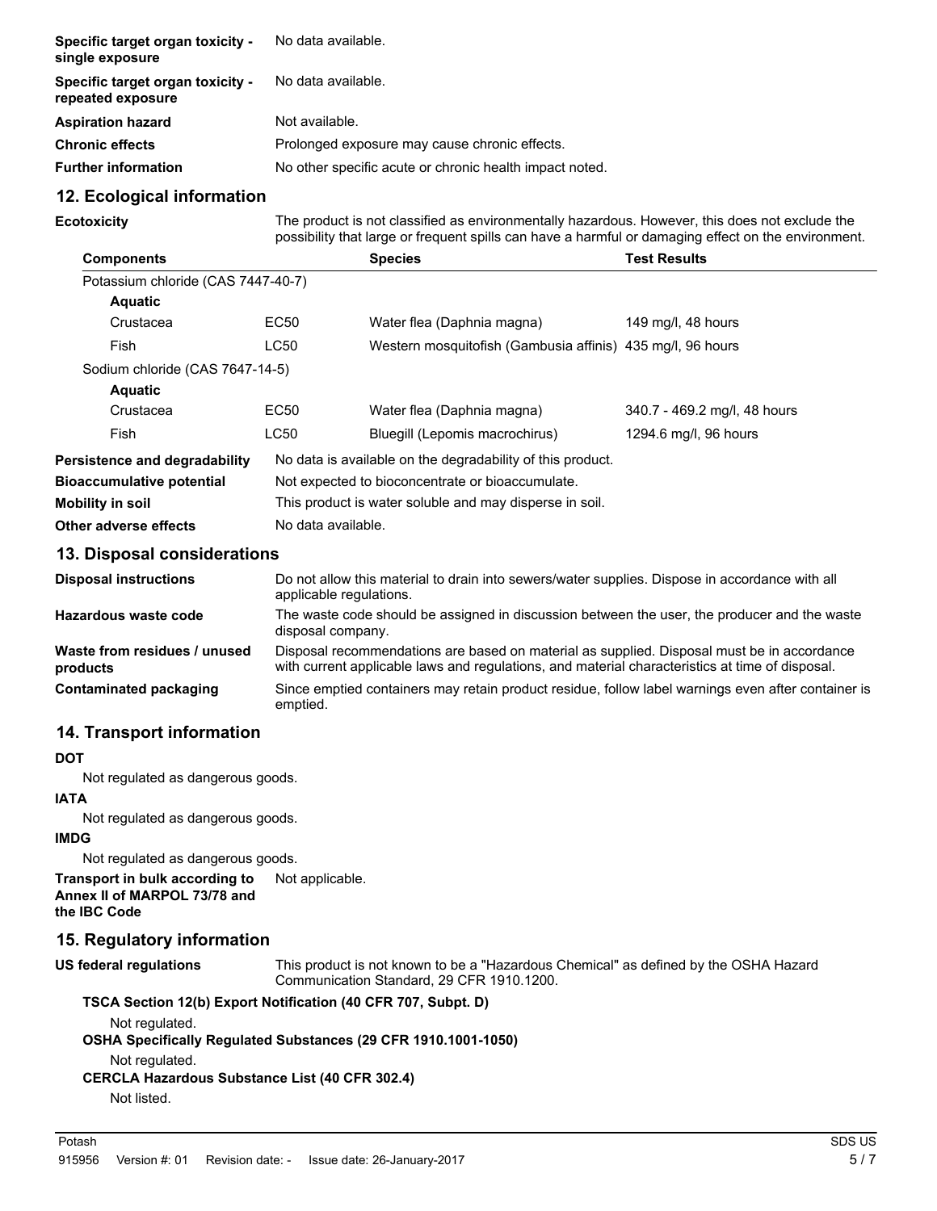| | |
|---|---|
| **Specific target organ toxicity - single exposure** | No data available. |
| **Specific target organ toxicity - repeated exposure** | No data available. |
| **Aspiration hazard** | Not available. |
| **Chronic effects** | Prolonged exposure may cause chronic effects. |
| **Further information** | No other specific acute or chronic health impact noted. |

## 12. Ecological information

**Ecotoxicity** The product is not classified as environmentally hazardous. However, this does not exclude the possibility that large or frequent spills can have a harmful or damaging effect on the environment.

| Components | | Species | Test Results |
|---|---|---|---|
| Potassium chloride (CAS 7447-40-7) | | | |
| **Aquatic** | | | |
| Crustacea | EC50 | Water flea (Daphnia magna) | 149 mg/l, 48 hours |
| Fish | LC50 | Western mosquitofish (Gambusia affinis) | 435 mg/l, 96 hours |
| Sodium chloride (CAS 7647-14-5) | | | |
| **Aquatic** | | | |
| Crustacea | EC50 | Water flea (Daphnia magna) | 340.7 - 469.2 mg/l, 48 hours |
| Fish | LC50 | Bluegill (Lepomis macrochirus) | 1294.6 mg/l, 96 hours |

| | |
|---|---|
| **Persistence and degradability** | No data is available on the degradability of this product. |
| **Bioaccumulative potential** | Not expected to bioconcentrate or bioaccumulate. |
| **Mobility in soil** | This product is water soluble and may disperse in soil. |
| **Other adverse effects** | No data available. |

## 13. Disposal considerations

| | |
|---|---|
| **Disposal instructions** | Do not allow this material to drain into sewers/water supplies. Dispose in accordance with all applicable regulations. |
| **Hazardous waste code** | The waste code should be assigned in discussion between the user, the producer and the waste disposal company. |
| **Waste from residues / unused products** | Disposal recommendations are based on material as supplied. Disposal must be in accordance with current applicable laws and regulations, and material characteristics at time of disposal. |
| **Contaminated packaging** | Since emptied containers may retain product residue, follow label warnings even after container is emptied. |

## 14. Transport information

**DOT**

Not regulated as dangerous goods.

**IATA**

Not regulated as dangerous goods.

**IMDG**

Not regulated as dangerous goods.

**Transport in bulk according to Annex II of MARPOL 73/78 and the IBC Code** Not applicable.

## 15. Regulatory information

**US federal regulations** This product is not known to be a "Hazardous Chemical" as defined by the OSHA Hazard Communication Standard, 29 CFR 1910.1200.

**TSCA Section 12(b) Export Notification (40 CFR 707, Subpt. D)**

Not regulated.

**OSHA Specifically Regulated Substances (29 CFR 1910.1001-1050)**

Not regulated.

**CERCLA Hazardous Substance List (40 CFR 302.4)**

Not listed.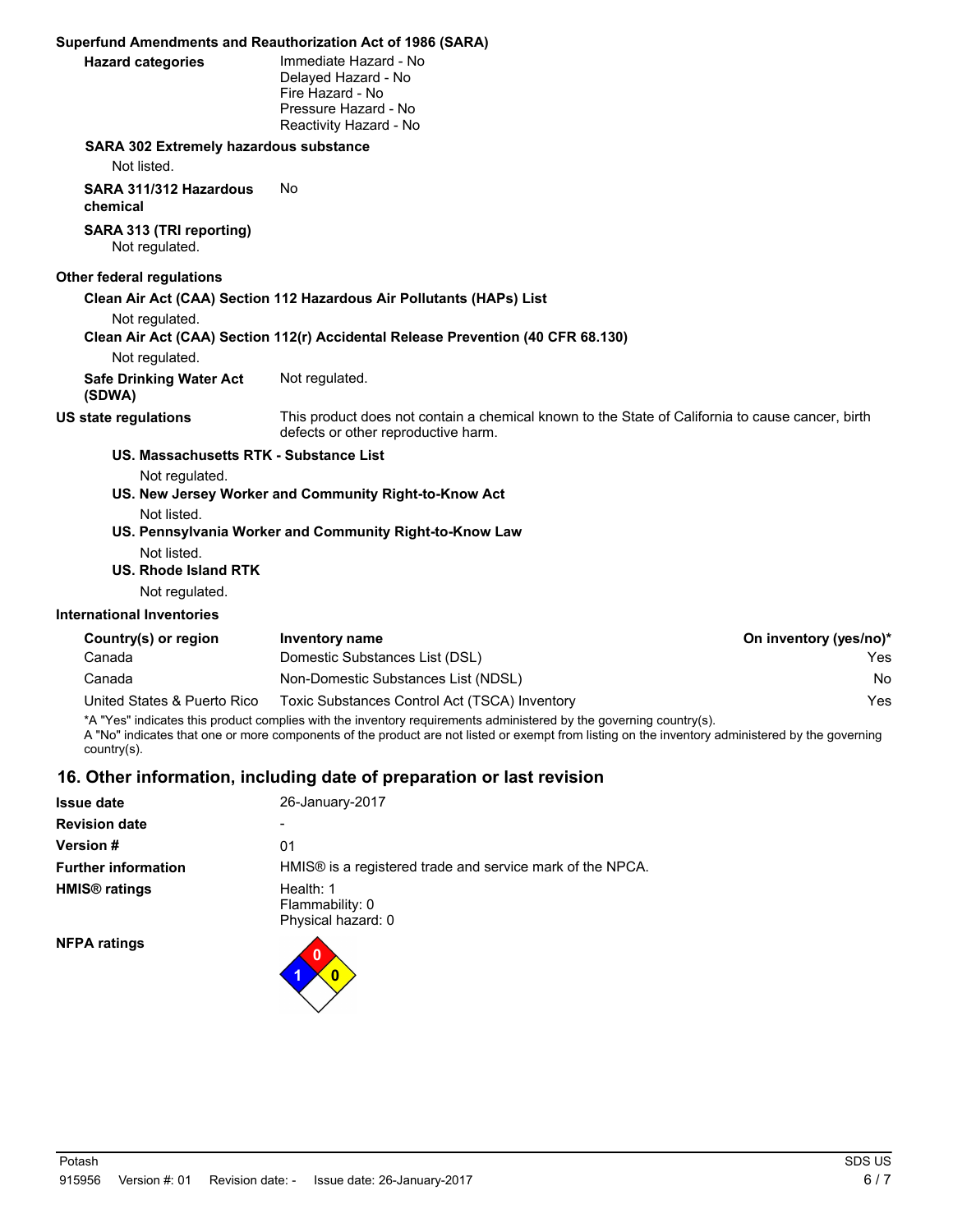**Superfund Amendments and Reauthorization Act of 1986 (SARA)**

**Hazard categories**
Immediate Hazard - No
Delayed Hazard - No
Fire Hazard - No
Pressure Hazard - No
Reactivity Hazard - No

**SARA 302 Extremely hazardous substance**

Not listed.

**SARA 311/312 Hazardous chemical** No

**SARA 313 (TRI reporting)**

Not regulated.

**Other federal regulations**

**Clean Air Act (CAA) Section 112 Hazardous Air Pollutants (HAPs) List**

Not regulated.

**Clean Air Act (CAA) Section 112(r) Accidental Release Prevention (40 CFR 68.130)**

Not regulated.

**Safe Drinking Water Act (SDWA)** Not regulated.

**US state regulations** This product does not contain a chemical known to the State of California to cause cancer, birth defects or other reproductive harm.

**US. Massachusetts RTK - Substance List**

Not regulated.

**US. New Jersey Worker and Community Right-to-Know Act**

Not listed.

**US. Pennsylvania Worker and Community Right-to-Know Law**

Not listed.

**US. Rhode Island RTK**

Not regulated.

**International Inventories**

| Country(s) or region | Inventory name | On inventory (yes/no)* |
|---|---|---|
| Canada | Domestic Substances List (DSL) | Yes |
| Canada | Non-Domestic Substances List (NDSL) | No |
| United States & Puerto Rico | Toxic Substances Control Act (TSCA) Inventory | Yes |

*A "Yes" indicates this product complies with the inventory requirements administered by the governing country(s).
A "No" indicates that one or more components of the product are not listed or exempt from listing on the inventory administered by the governing country(s).

## 16. Other information, including date of preparation or last revision

**Issue date** 26-January-2017

**Revision date** -

**Version #** 01

**Further information** HMIS® is a registered trade and service mark of the NPCA.

**HMIS® ratings**
Health: 1
Flammability: 0
Physical hazard: 0

**NFPA ratings**
Health: 1
Flammability: 0
Instability: 0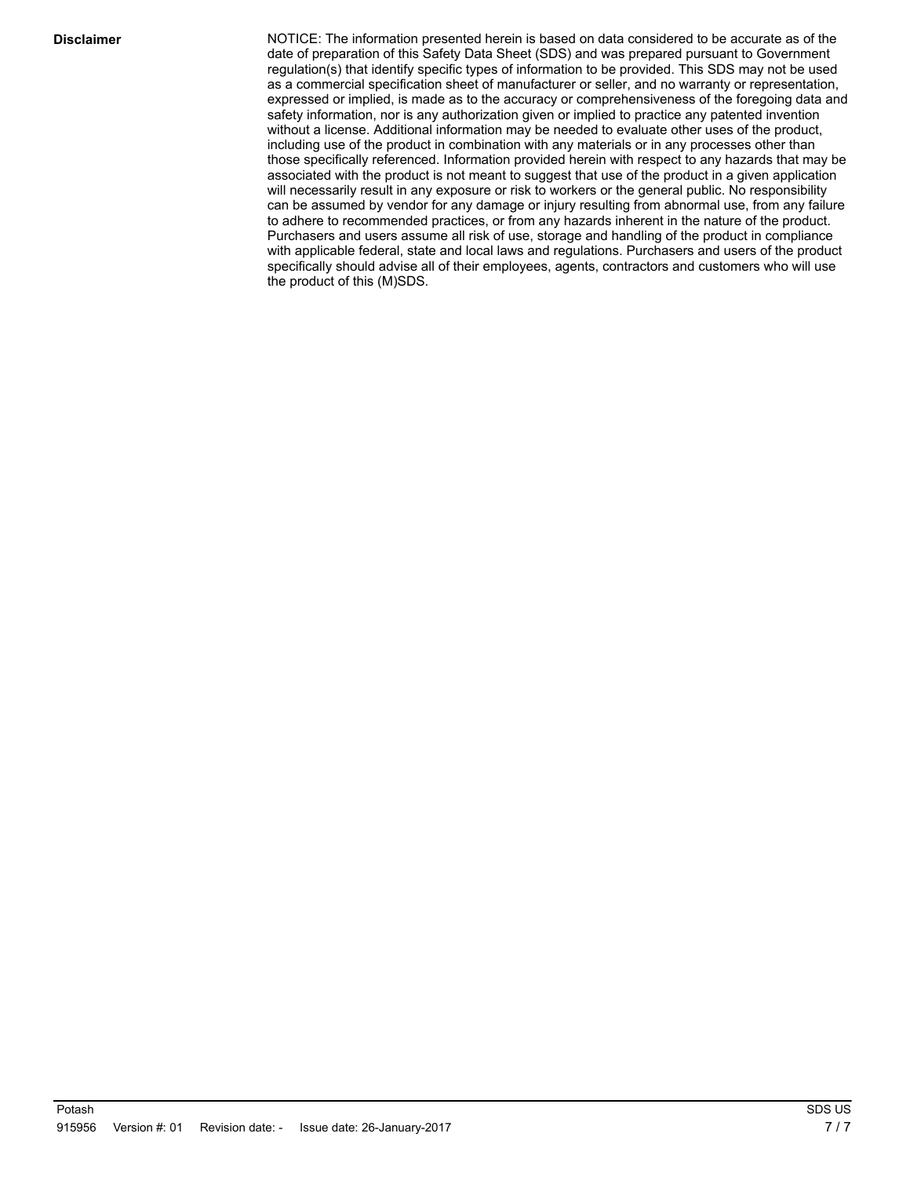**Disclaimer**

NOTICE: The information presented herein is based on data considered to be accurate as of the date of preparation of this Safety Data Sheet (SDS) and was prepared pursuant to Government regulation(s) that identify specific types of information to be provided. This SDS may not be used as a commercial specification sheet of manufacturer or seller, and no warranty or representation, expressed or implied, is made as to the accuracy or comprehensiveness of the foregoing data and safety information, nor is any authorization given or implied to practice any patented invention without a license. Additional information may be needed to evaluate other uses of the product, including use of the product in combination with any materials or in any processes other than those specifically referenced. Information provided herein with respect to any hazards that may be associated with the product is not meant to suggest that use of the product in a given application will necessarily result in any exposure or risk to workers or the general public. No responsibility can be assumed by vendor for any damage or injury resulting from abnormal use, from any failure to adhere to recommended practices, or from any hazards inherent in the nature of the product. Purchasers and users assume all risk of use, storage and handling of the product in compliance with applicable federal, state and local laws and regulations. Purchasers and users of the product specifically should advise all of their employees, agents, contractors and customers who will use the product of this (M)SDS.